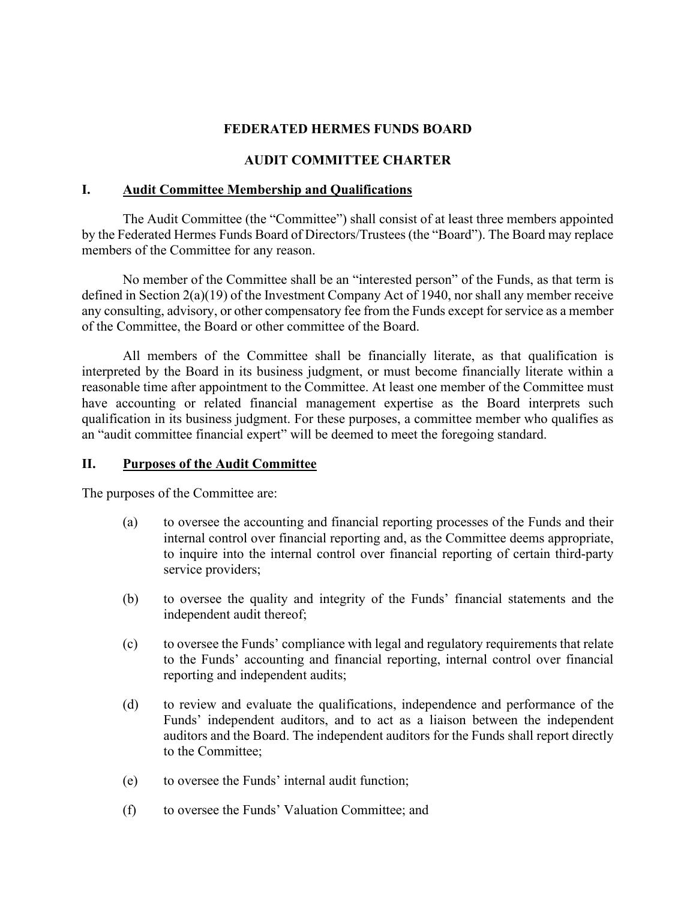# FEDERATED HERMES FUNDS BOARD

# AUDIT COMMITTEE CHARTER

## I. Audit Committee Membership and Qualifications

The Audit Committee (the "Committee") shall consist of at least three members appointed by the Federated Hermes Funds Board of Directors/Trustees (the "Board"). The Board may replace members of the Committee for any reason.

No member of the Committee shall be an "interested person" of the Funds, as that term is defined in Section 2(a)(19) of the Investment Company Act of 1940, nor shall any member receive any consulting, advisory, or other compensatory fee from the Funds except for service as a member of the Committee, the Board or other committee of the Board.

All members of the Committee shall be financially literate, as that qualification is interpreted by the Board in its business judgment, or must become financially literate within a reasonable time after appointment to the Committee. At least one member of the Committee must have accounting or related financial management expertise as the Board interprets such qualification in its business judgment. For these purposes, a committee member who qualifies as an "audit committee financial expert" will be deemed to meet the foregoing standard.

## II. Purposes of the Audit Committee

The purposes of the Committee are:

(a) to oversee the accounting and financial reporting processes of the Funds and their internal control over financial reporting and, as the Committee deems appropriate, to inquire into the internal control over financial reporting of certain third-party service providers;

(b) to oversee the quality and integrity of the Funds' financial statements and the independent audit thereof;

(c) to oversee the Funds' compliance with legal and regulatory requirements that relate to the Funds' accounting and financial reporting, internal control over financial reporting and independent audits;

(d) to review and evaluate the qualifications, independence and performance of the Funds' independent auditors, and to act as a liaison between the independent auditors and the Board. The independent auditors for the Funds shall report directly to the Committee;

(e) to oversee the Funds' internal audit function;

(f) to oversee the Funds' Valuation Committee; and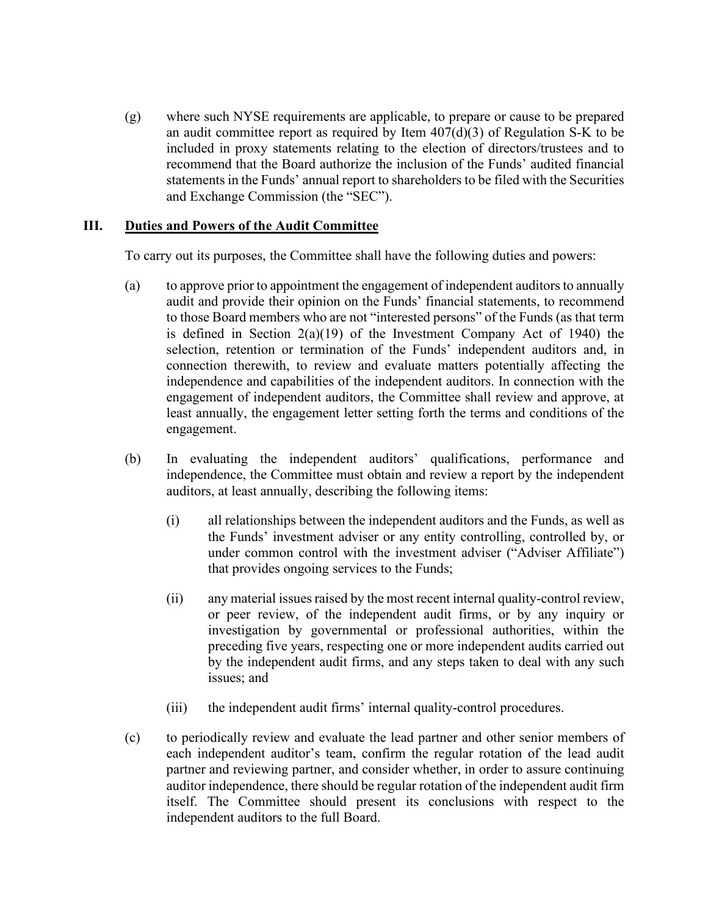(g) where such NYSE requirements are applicable, to prepare or cause to be prepared an audit committee report as required by Item 407(d)(3) of Regulation S-K to be included in proxy statements relating to the election of directors/trustees and to recommend that the Board authorize the inclusion of the Funds' audited financial statements in the Funds' annual report to shareholders to be filed with the Securities and Exchange Commission (the "SEC").

## III. <u>Duties and Powers of the Audit Committee</u>

To carry out its purposes, the Committee shall have the following duties and powers:

(a) to approve prior to appointment the engagement of independent auditors to annually audit and provide their opinion on the Funds' financial statements, to recommend to those Board members who are not "interested persons" of the Funds (as that term is defined in Section 2(a)(19) of the Investment Company Act of 1940) the selection, retention or termination of the Funds' independent auditors and, in connection therewith, to review and evaluate matters potentially affecting the independence and capabilities of the independent auditors. In connection with the engagement of independent auditors, the Committee shall review and approve, at least annually, the engagement letter setting forth the terms and conditions of the engagement.

(b) In evaluating the independent auditors' qualifications, performance and independence, the Committee must obtain and review a report by the independent auditors, at least annually, describing the following items:

  (i) all relationships between the independent auditors and the Funds, as well as the Funds' investment adviser or any entity controlling, controlled by, or under common control with the investment adviser ("Adviser Affiliate") that provides ongoing services to the Funds;

  (ii) any material issues raised by the most recent internal quality-control review, or peer review, of the independent audit firms, or by any inquiry or investigation by governmental or professional authorities, within the preceding five years, respecting one or more independent audits carried out by the independent audit firms, and any steps taken to deal with any such issues; and

  (iii) the independent audit firms' internal quality-control procedures.

(c) to periodically review and evaluate the lead partner and other senior members of each independent auditor's team, confirm the regular rotation of the lead audit partner and reviewing partner, and consider whether, in order to assure continuing auditor independence, there should be regular rotation of the independent audit firm itself. The Committee should present its conclusions with respect to the independent auditors to the full Board.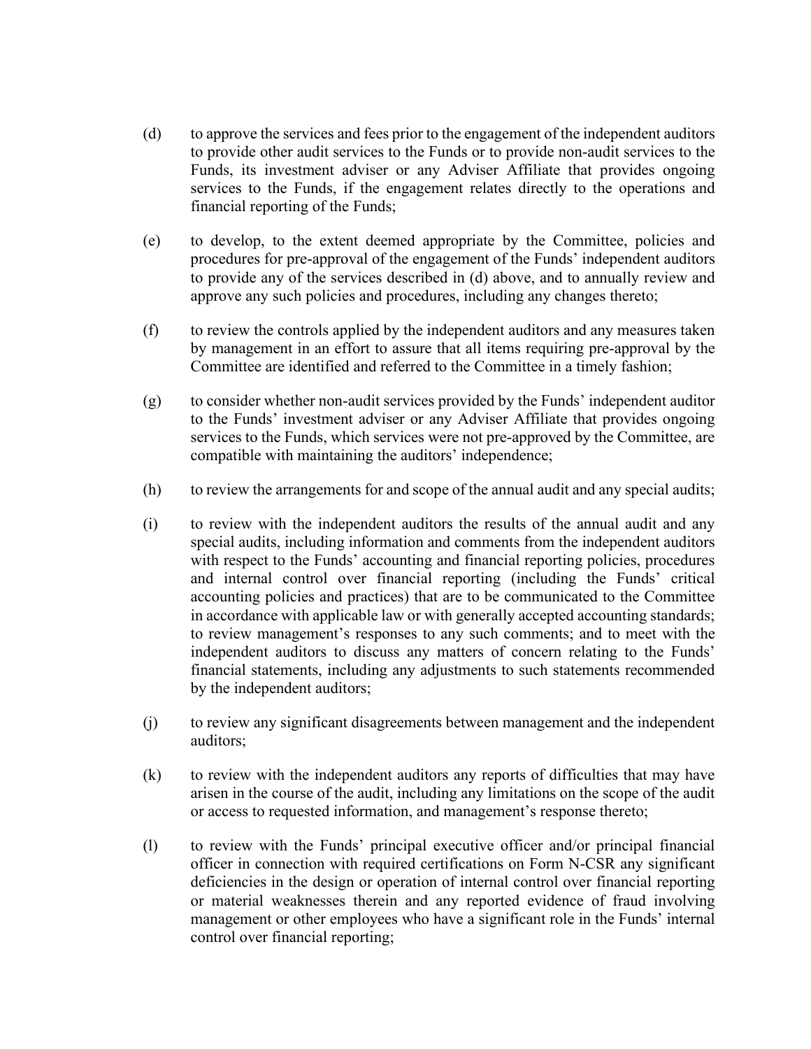(d) to approve the services and fees prior to the engagement of the independent auditors to provide other audit services to the Funds or to provide non-audit services to the Funds, its investment adviser or any Adviser Affiliate that provides ongoing services to the Funds, if the engagement relates directly to the operations and financial reporting of the Funds;

(e) to develop, to the extent deemed appropriate by the Committee, policies and procedures for pre-approval of the engagement of the Funds' independent auditors to provide any of the services described in (d) above, and to annually review and approve any such policies and procedures, including any changes thereto;

(f) to review the controls applied by the independent auditors and any measures taken by management in an effort to assure that all items requiring pre-approval by the Committee are identified and referred to the Committee in a timely fashion;

(g) to consider whether non-audit services provided by the Funds' independent auditor to the Funds' investment adviser or any Adviser Affiliate that provides ongoing services to the Funds, which services were not pre-approved by the Committee, are compatible with maintaining the auditors' independence;

(h) to review the arrangements for and scope of the annual audit and any special audits;

(i) to review with the independent auditors the results of the annual audit and any special audits, including information and comments from the independent auditors with respect to the Funds' accounting and financial reporting policies, procedures and internal control over financial reporting (including the Funds' critical accounting policies and practices) that are to be communicated to the Committee in accordance with applicable law or with generally accepted accounting standards; to review management's responses to any such comments; and to meet with the independent auditors to discuss any matters of concern relating to the Funds' financial statements, including any adjustments to such statements recommended by the independent auditors;

(j) to review any significant disagreements between management and the independent auditors;

(k) to review with the independent auditors any reports of difficulties that may have arisen in the course of the audit, including any limitations on the scope of the audit or access to requested information, and management's response thereto;

(l) to review with the Funds' principal executive officer and/or principal financial officer in connection with required certifications on Form N-CSR any significant deficiencies in the design or operation of internal control over financial reporting or material weaknesses therein and any reported evidence of fraud involving management or other employees who have a significant role in the Funds' internal control over financial reporting;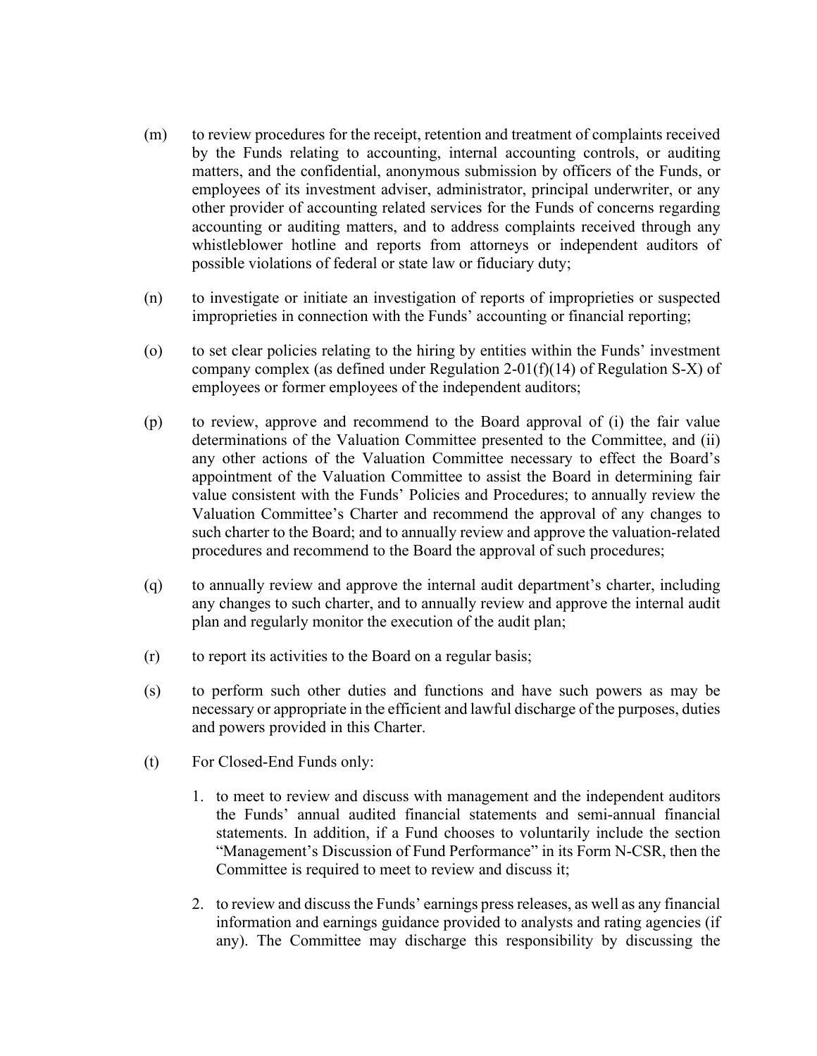(m) to review procedures for the receipt, retention and treatment of complaints received by the Funds relating to accounting, internal accounting controls, or auditing matters, and the confidential, anonymous submission by officers of the Funds, or employees of its investment adviser, administrator, principal underwriter, or any other provider of accounting related services for the Funds of concerns regarding accounting or auditing matters, and to address complaints received through any whistleblower hotline and reports from attorneys or independent auditors of possible violations of federal or state law or fiduciary duty;

(n) to investigate or initiate an investigation of reports of improprieties or suspected improprieties in connection with the Funds' accounting or financial reporting;

(o) to set clear policies relating to the hiring by entities within the Funds' investment company complex (as defined under Regulation 2-01(f)(14) of Regulation S-X) of employees or former employees of the independent auditors;

(p) to review, approve and recommend to the Board approval of (i) the fair value determinations of the Valuation Committee presented to the Committee, and (ii) any other actions of the Valuation Committee necessary to effect the Board's appointment of the Valuation Committee to assist the Board in determining fair value consistent with the Funds' Policies and Procedures; to annually review the Valuation Committee's Charter and recommend the approval of any changes to such charter to the Board; and to annually review and approve the valuation-related procedures and recommend to the Board the approval of such procedures;

(q) to annually review and approve the internal audit department's charter, including any changes to such charter, and to annually review and approve the internal audit plan and regularly monitor the execution of the audit plan;

(r) to report its activities to the Board on a regular basis;

(s) to perform such other duties and functions and have such powers as may be necessary or appropriate in the efficient and lawful discharge of the purposes, duties and powers provided in this Charter.

(t) For Closed-End Funds only:

1. to meet to review and discuss with management and the independent auditors the Funds' annual audited financial statements and semi-annual financial statements. In addition, if a Fund chooses to voluntarily include the section "Management's Discussion of Fund Performance" in its Form N-CSR, then the Committee is required to meet to review and discuss it;

2. to review and discuss the Funds' earnings press releases, as well as any financial information and earnings guidance provided to analysts and rating agencies (if any). The Committee may discharge this responsibility by discussing the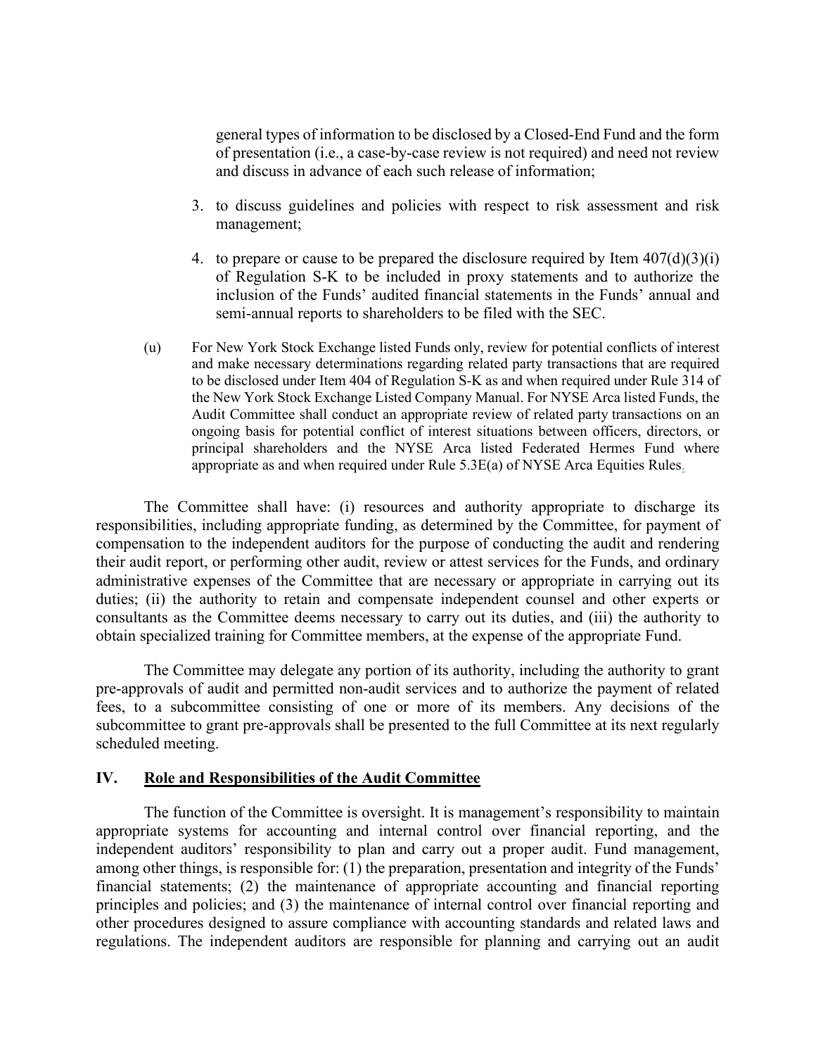general types of information to be disclosed by a Closed-End Fund and the form of presentation (i.e., a case-by-case review is not required) and need not review and discuss in advance of each such release of information;

3. to discuss guidelines and policies with respect to risk assessment and risk management;

4. to prepare or cause to be prepared the disclosure required by Item 407(d)(3)(i) of Regulation S-K to be included in proxy statements and to authorize the inclusion of the Funds' audited financial statements in the Funds' annual and semi-annual reports to shareholders to be filed with the SEC.

(u) For New York Stock Exchange listed Funds only, review for potential conflicts of interest and make necessary determinations regarding related party transactions that are required to be disclosed under Item 404 of Regulation S-K as and when required under Rule 314 of the New York Stock Exchange Listed Company Manual. For NYSE Arca listed Funds, the Audit Committee shall conduct an appropriate review of related party transactions on an ongoing basis for potential conflict of interest situations between officers, directors, or principal shareholders and the NYSE Arca listed Federated Hermes Fund where appropriate as and when required under Rule 5.3E(a) of NYSE Arca Equities Rules.

The Committee shall have: (i) resources and authority appropriate to discharge its responsibilities, including appropriate funding, as determined by the Committee, for payment of compensation to the independent auditors for the purpose of conducting the audit and rendering their audit report, or performing other audit, review or attest services for the Funds, and ordinary administrative expenses of the Committee that are necessary or appropriate in carrying out its duties; (ii) the authority to retain and compensate independent counsel and other experts or consultants as the Committee deems necessary to carry out its duties, and (iii) the authority to obtain specialized training for Committee members, at the expense of the appropriate Fund.

The Committee may delegate any portion of its authority, including the authority to grant pre-approvals of audit and permitted non-audit services and to authorize the payment of related fees, to a subcommittee consisting of one or more of its members. Any decisions of the subcommittee to grant pre-approvals shall be presented to the full Committee at its next regularly scheduled meeting.

## IV. Role and Responsibilities of the Audit Committee

The function of the Committee is oversight. It is management's responsibility to maintain appropriate systems for accounting and internal control over financial reporting, and the independent auditors' responsibility to plan and carry out a proper audit. Fund management, among other things, is responsible for: (1) the preparation, presentation and integrity of the Funds' financial statements; (2) the maintenance of appropriate accounting and financial reporting principles and policies; and (3) the maintenance of internal control over financial reporting and other procedures designed to assure compliance with accounting standards and related laws and regulations. The independent auditors are responsible for planning and carrying out an audit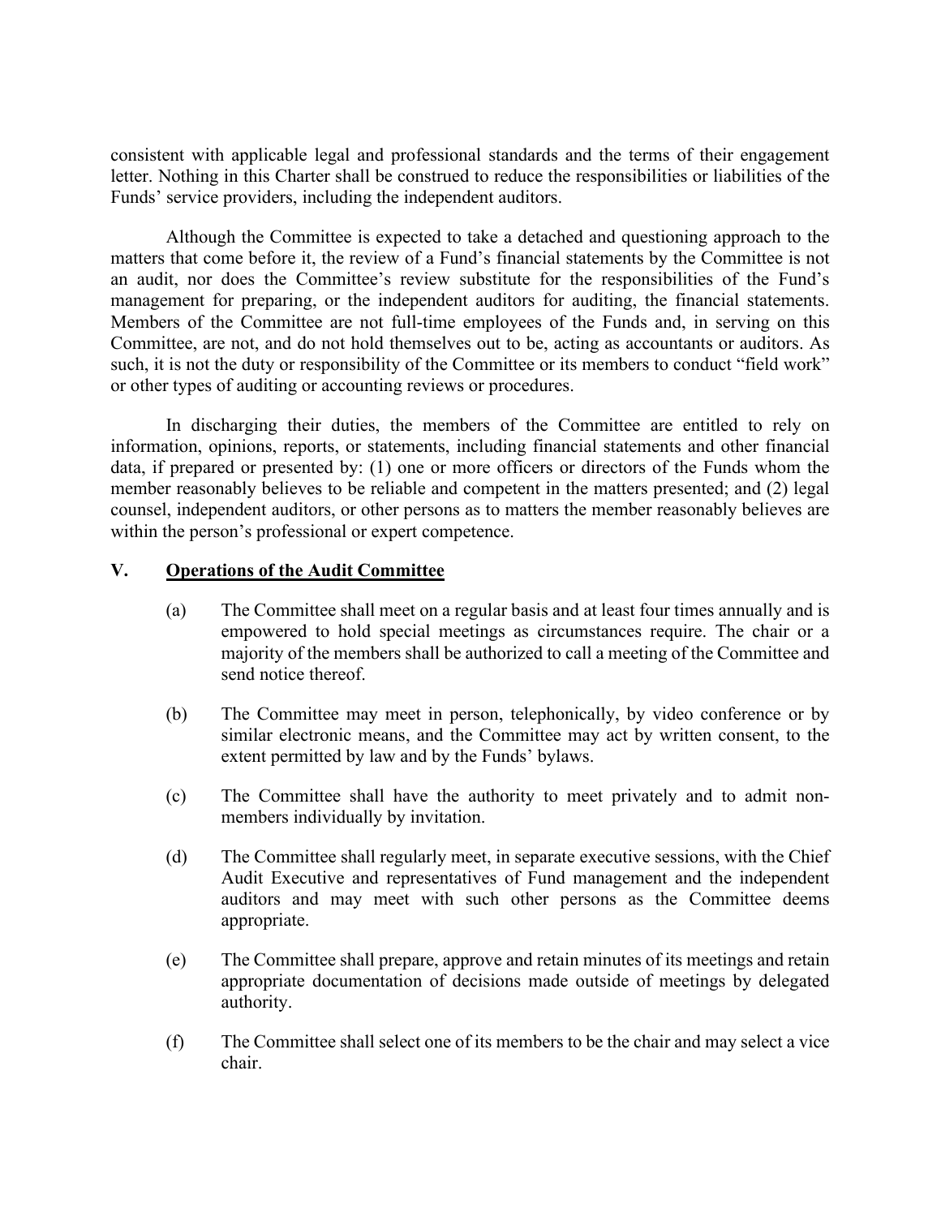consistent with applicable legal and professional standards and the terms of their engagement letter. Nothing in this Charter shall be construed to reduce the responsibilities or liabilities of the Funds' service providers, including the independent auditors.

Although the Committee is expected to take a detached and questioning approach to the matters that come before it, the review of a Fund's financial statements by the Committee is not an audit, nor does the Committee's review substitute for the responsibilities of the Fund's management for preparing, or the independent auditors for auditing, the financial statements. Members of the Committee are not full-time employees of the Funds and, in serving on this Committee, are not, and do not hold themselves out to be, acting as accountants or auditors. As such, it is not the duty or responsibility of the Committee or its members to conduct "field work" or other types of auditing or accounting reviews or procedures.

In discharging their duties, the members of the Committee are entitled to rely on information, opinions, reports, or statements, including financial statements and other financial data, if prepared or presented by: (1) one or more officers or directors of the Funds whom the member reasonably believes to be reliable and competent in the matters presented; and (2) legal counsel, independent auditors, or other persons as to matters the member reasonably believes are within the person's professional or expert competence.

## V. <u>Operations of the Audit Committee</u>

(a) The Committee shall meet on a regular basis and at least four times annually and is empowered to hold special meetings as circumstances require. The chair or a majority of the members shall be authorized to call a meeting of the Committee and send notice thereof.

(b) The Committee may meet in person, telephonically, by video conference or by similar electronic means, and the Committee may act by written consent, to the extent permitted by law and by the Funds' bylaws.

(c) The Committee shall have the authority to meet privately and to admit non-members individually by invitation.

(d) The Committee shall regularly meet, in separate executive sessions, with the Chief Audit Executive and representatives of Fund management and the independent auditors and may meet with such other persons as the Committee deems appropriate.

(e) The Committee shall prepare, approve and retain minutes of its meetings and retain appropriate documentation of decisions made outside of meetings by delegated authority.

(f) The Committee shall select one of its members to be the chair and may select a vice chair.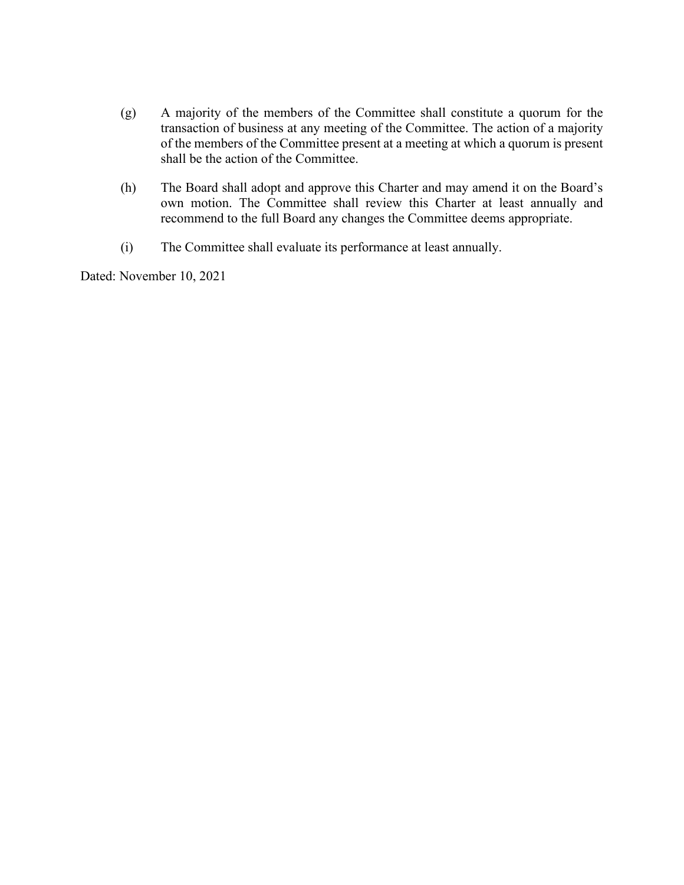(g) A majority of the members of the Committee shall constitute a quorum for the transaction of business at any meeting of the Committee. The action of a majority of the members of the Committee present at a meeting at which a quorum is present shall be the action of the Committee.

(h) The Board shall adopt and approve this Charter and may amend it on the Board's own motion. The Committee shall review this Charter at least annually and recommend to the full Board any changes the Committee deems appropriate.

(i) The Committee shall evaluate its performance at least annually.

Dated: November 10, 2021